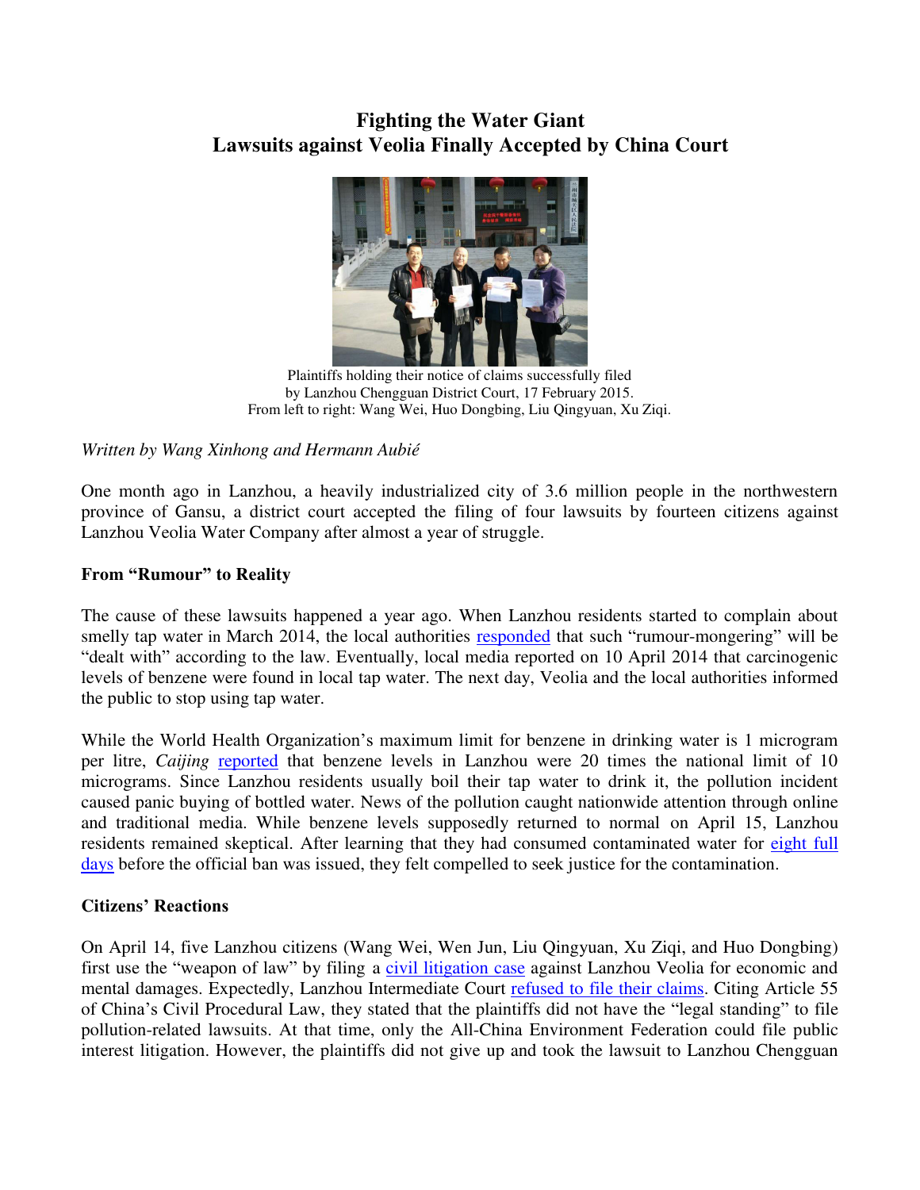# Fighting the Water Giant
# Lawsuits against Veolia Finally Accepted by China Court

Plaintiffs holding their notice of claims successfully filed by Lanzhou Chengguan District Court, 17 February 2015. From left to right: Wang Wei, Huo Dongbing, Liu Qingyuan, Xu Ziqi.

*Written by Wang Xinhong and Hermann Aubié*

One month ago in Lanzhou, a heavily industrialized city of 3.6 million people in the northwestern province of Gansu, a district court accepted the filing of four lawsuits by fourteen citizens against Lanzhou Veolia Water Company after almost a year of struggle.

**From "Rumour" to Reality**

The cause of these lawsuits happened a year ago. When Lanzhou residents started to complain about smelly tap water in March 2014, the local authorities responded that such "rumour-mongering" will be "dealt with" according to the law. Eventually, local media reported on 10 April 2014 that carcinogenic levels of benzene were found in local tap water. The next day, Veolia and the local authorities informed the public to stop using tap water.

While the World Health Organization's maximum limit for benzene in drinking water is 1 microgram per litre, *Caijing* reported that benzene levels in Lanzhou were 20 times the national limit of 10 micrograms. Since Lanzhou residents usually boil their tap water to drink it, the pollution incident caused panic buying of bottled water. News of the pollution caught nationwide attention through online and traditional media. While benzene levels supposedly returned to normal on April 15, Lanzhou residents remained skeptical. After learning that they had consumed contaminated water for eight full days before the official ban was issued, they felt compelled to seek justice for the contamination.

**Citizens' Reactions**

On April 14, five Lanzhou citizens (Wang Wei, Wen Jun, Liu Qingyuan, Xu Ziqi, and Huo Dongbing) first use the "weapon of law" by filing a civil litigation case against Lanzhou Veolia for economic and mental damages. Expectedly, Lanzhou Intermediate Court refused to file their claims. Citing Article 55 of China's Civil Procedural Law, they stated that the plaintiffs did not have the "legal standing" to file pollution-related lawsuits. At that time, only the All-China Environment Federation could file public interest litigation. However, the plaintiffs did not give up and took the lawsuit to Lanzhou Chengguan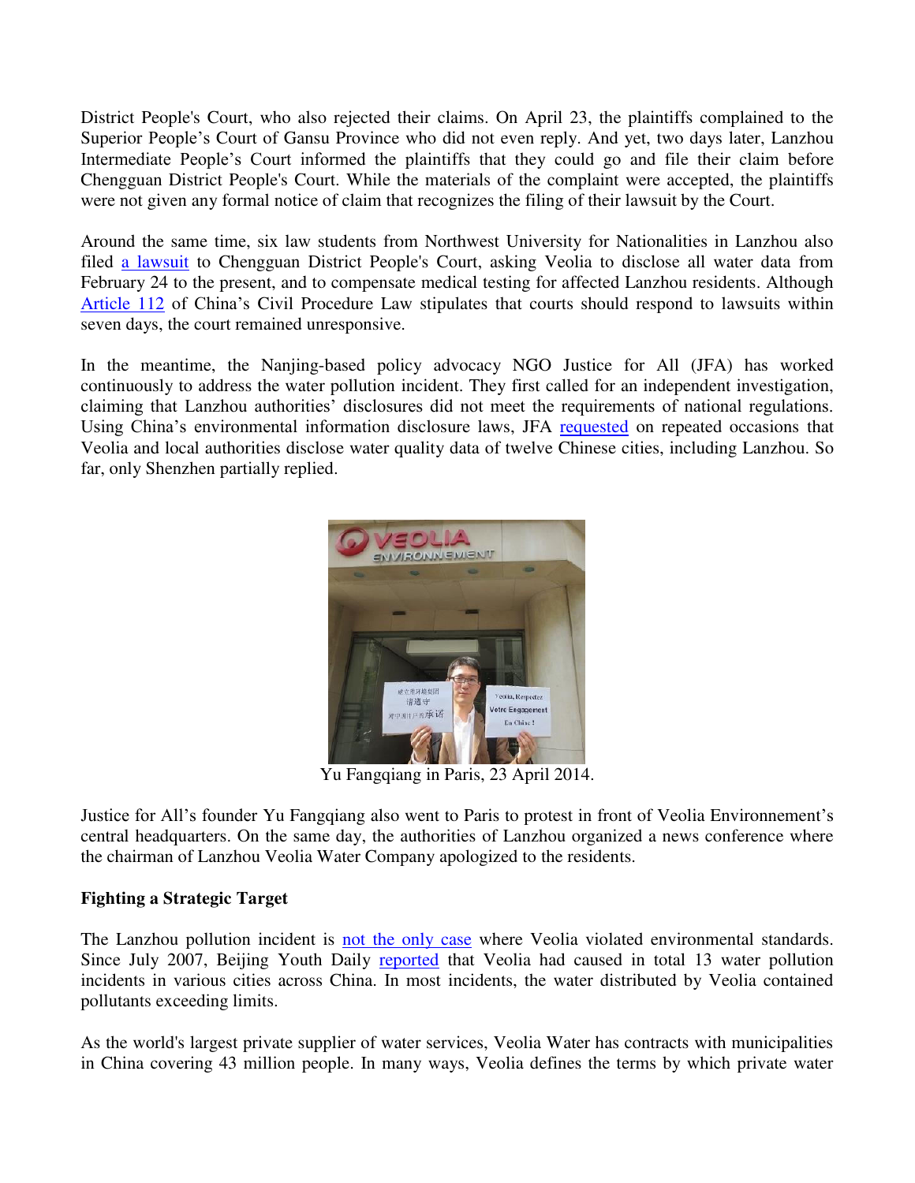District People's Court, who also rejected their claims. On April 23, the plaintiffs complained to the Superior People's Court of Gansu Province who did not even reply. And yet, two days later, Lanzhou Intermediate People's Court informed the plaintiffs that they could go and file their claim before Chengguan District People's Court. While the materials of the complaint were accepted, the plaintiffs were not given any formal notice of claim that recognizes the filing of their lawsuit by the Court.

Around the same time, six law students from Northwest University for Nationalities in Lanzhou also filed a lawsuit to Chengguan District People's Court, asking Veolia to disclose all water data from February 24 to the present, and to compensate medical testing for affected Lanzhou residents. Although Article 112 of China's Civil Procedure Law stipulates that courts should respond to lawsuits within seven days, the court remained unresponsive.

In the meantime, the Nanjing-based policy advocacy NGO Justice for All (JFA) has worked continuously to address the water pollution incident. They first called for an independent investigation, claiming that Lanzhou authorities' disclosures did not meet the requirements of national regulations. Using China's environmental information disclosure laws, JFA requested on repeated occasions that Veolia and local authorities disclose water quality data of twelve Chinese cities, including Lanzhou. So far, only Shenzhen partially replied.

Yu Fangqiang in Paris, 23 April 2014.

Justice for All's founder Yu Fangqiang also went to Paris to protest in front of Veolia Environnement's central headquarters. On the same day, the authorities of Lanzhou organized a news conference where the chairman of Lanzhou Veolia Water Company apologized to the residents.

**Fighting a Strategic Target**

The Lanzhou pollution incident is not the only case where Veolia violated environmental standards. Since July 2007, Beijing Youth Daily reported that Veolia had caused in total 13 water pollution incidents in various cities across China. In most incidents, the water distributed by Veolia contained pollutants exceeding limits.

As the world's largest private supplier of water services, Veolia Water has contracts with municipalities in China covering 43 million people. In many ways, Veolia defines the terms by which private water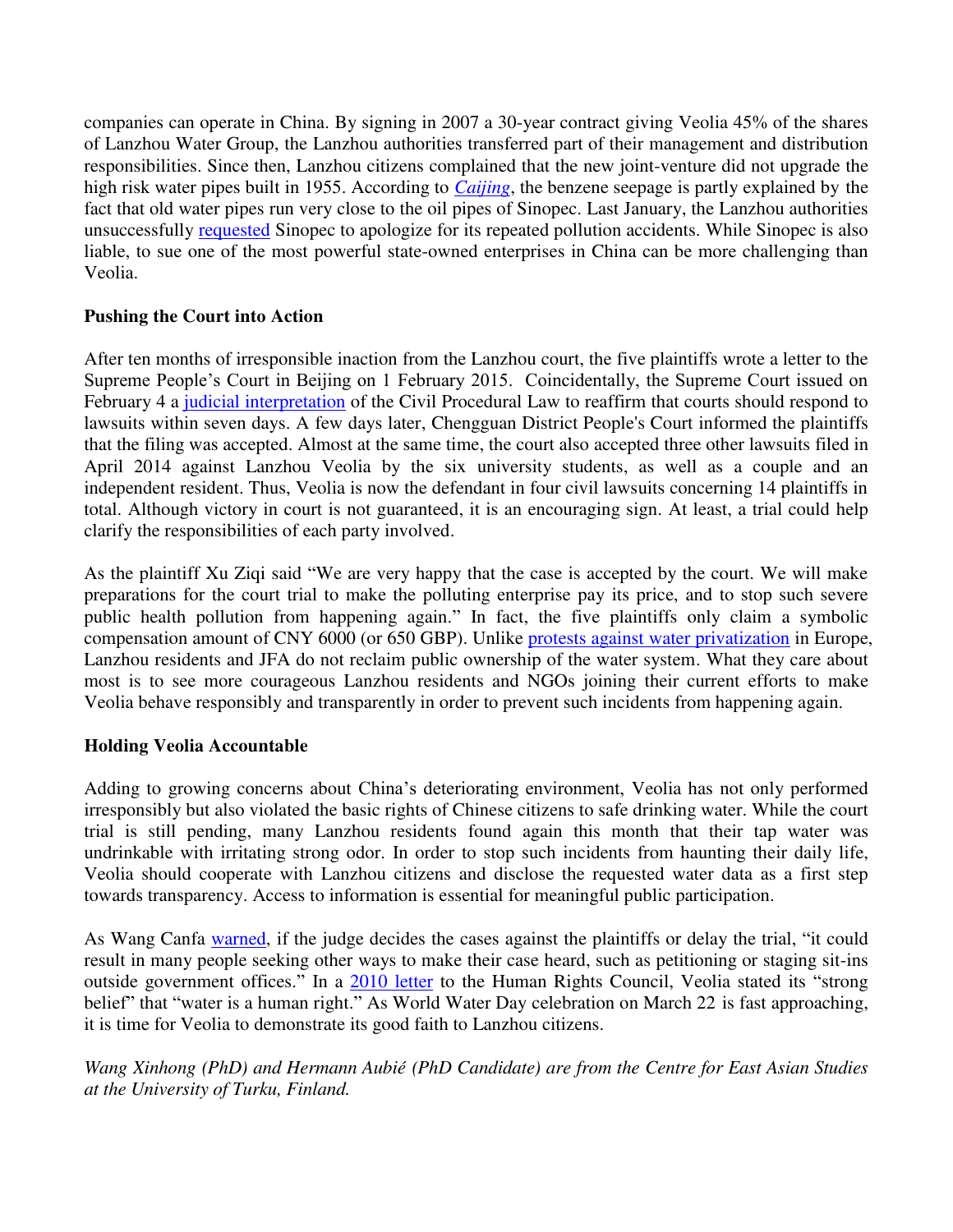companies can operate in China. By signing in 2007 a 30-year contract giving Veolia 45% of the shares of Lanzhou Water Group, the Lanzhou authorities transferred part of their management and distribution responsibilities. Since then, Lanzhou citizens complained that the new joint-venture did not upgrade the high risk water pipes built in 1955. According to *Caijing*, the benzene seepage is partly explained by the fact that old water pipes run very close to the oil pipes of Sinopec. Last January, the Lanzhou authorities unsuccessfully requested Sinopec to apologize for its repeated pollution accidents. While Sinopec is also liable, to sue one of the most powerful state-owned enterprises in China can be more challenging than Veolia.

**Pushing the Court into Action**

After ten months of irresponsible inaction from the Lanzhou court, the five plaintiffs wrote a letter to the Supreme People's Court in Beijing on 1 February 2015. Coincidentally, the Supreme Court issued on February 4 a judicial interpretation of the Civil Procedural Law to reaffirm that courts should respond to lawsuits within seven days. A few days later, Chengguan District People's Court informed the plaintiffs that the filing was accepted. Almost at the same time, the court also accepted three other lawsuits filed in April 2014 against Lanzhou Veolia by the six university students, as well as a couple and an independent resident. Thus, Veolia is now the defendant in four civil lawsuits concerning 14 plaintiffs in total. Although victory in court is not guaranteed, it is an encouraging sign. At least, a trial could help clarify the responsibilities of each party involved.

As the plaintiff Xu Ziqi said "We are very happy that the case is accepted by the court. We will make preparations for the court trial to make the polluting enterprise pay its price, and to stop such severe public health pollution from happening again." In fact, the five plaintiffs only claim a symbolic compensation amount of CNY 6000 (or 650 GBP). Unlike protests against water privatization in Europe, Lanzhou residents and JFA do not reclaim public ownership of the water system. What they care about most is to see more courageous Lanzhou residents and NGOs joining their current efforts to make Veolia behave responsibly and transparently in order to prevent such incidents from happening again.

**Holding Veolia Accountable**

Adding to growing concerns about China's deteriorating environment, Veolia has not only performed irresponsibly but also violated the basic rights of Chinese citizens to safe drinking water. While the court trial is still pending, many Lanzhou residents found again this month that their tap water was undrinkable with irritating strong odor. In order to stop such incidents from haunting their daily life, Veolia should cooperate with Lanzhou citizens and disclose the requested water data as a first step towards transparency. Access to information is essential for meaningful public participation.

As Wang Canfa warned, if the judge decides the cases against the plaintiffs or delay the trial, "it could result in many people seeking other ways to make their case heard, such as petitioning or staging sit-ins outside government offices." In a 2010 letter to the Human Rights Council, Veolia stated its "strong belief" that "water is a human right." As World Water Day celebration on March 22 is fast approaching, it is time for Veolia to demonstrate its good faith to Lanzhou citizens.

*Wang Xinhong (PhD) and Hermann Aubié (PhD Candidate) are from the Centre for East Asian Studies at the University of Turku, Finland.*